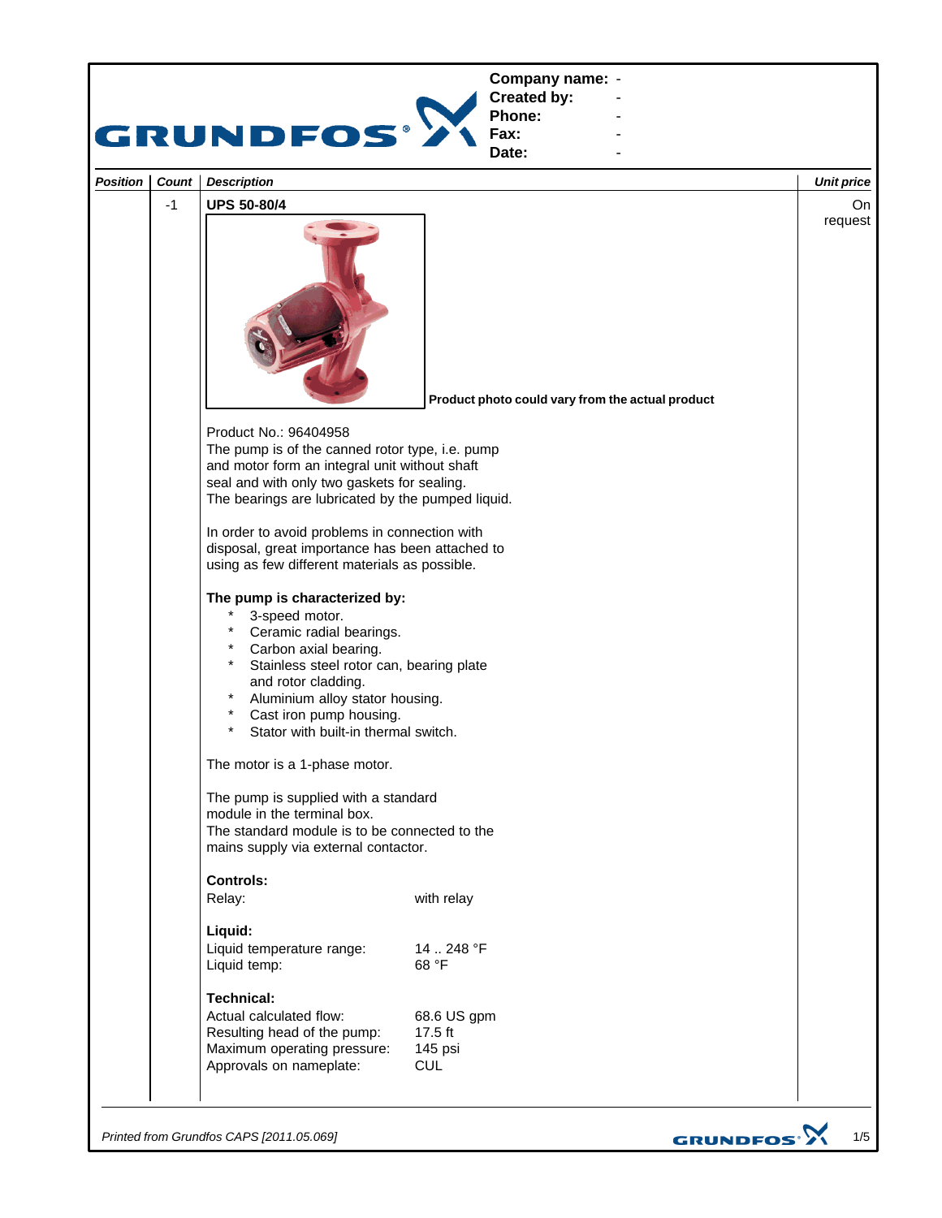**Company name:** -
**Created by:** -
**Phone:** -
**Fax:** -
**Date:** -

| Position | Count | Description | Unit price |
|---|---|---|---|
| | -1 | **UPS 50-80/4** | On request |

**Product photo could vary from the actual product**

Product No.: 96404958
The pump is of the canned rotor type, i.e. pump and motor form an integral unit without shaft seal and with only two gaskets for sealing.
The bearings are lubricated by the pumped liquid.

In order to avoid problems in connection with disposal, great importance has been attached to using as few different materials as possible.

**The pump is characterized by:**

* 3-speed motor.
* Ceramic radial bearings.
* Carbon axial bearing.
* Stainless steel rotor can, bearing plate and rotor cladding.
* Aluminium alloy stator housing.
* Cast iron pump housing.
* Stator with built-in thermal switch.

The motor is a 1-phase motor.

The pump is supplied with a standard module in the terminal box.
The standard module is to be connected to the mains supply via external contactor.

**Controls:**

| | |
|---|---|
| Relay: | with relay |

**Liquid:**

| | |
|---|---|
| Liquid temperature range: | 14 .. 248 °F |
| Liquid temp: | 68 °F |

**Technical:**

| | |
|---|---|
| Actual calculated flow: | 68.6 US gpm |
| Resulting head of the pump: | 17.5 ft |
| Maximum operating pressure: | 145 psi |
| Approvals on nameplate: | CUL |

*Printed from Grundfos CAPS [2011.05.069]*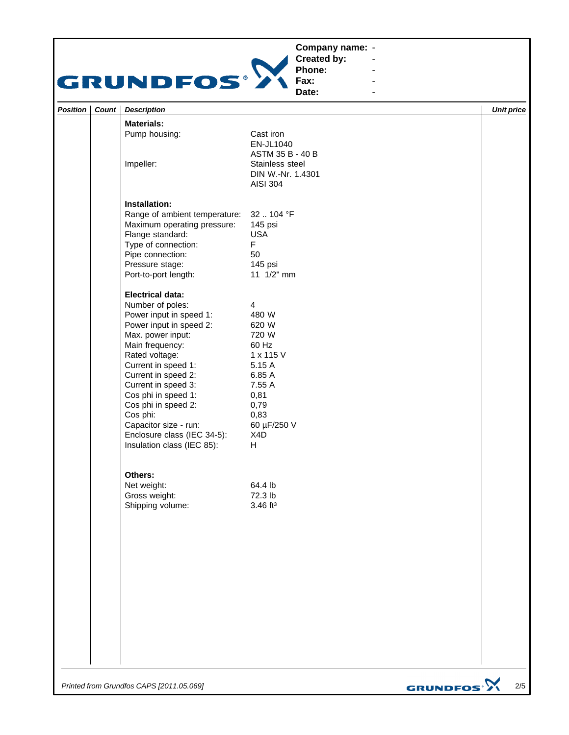**Company name:** -
**Created by:** -
**Phone:** -
**Fax:** -
**Date:** -

| *Position* | *Count* | *Description* | *Unit price* |
|---|---|---|---|

**Materials:**

| | |
|---|---|
| Pump housing: | Cast iron<br>EN-JL1040<br>ASTM 35 B - 40 B |
| Impeller: | Stainless steel<br>DIN W.-Nr. 1.4301<br>AISI 304 |

**Installation:**

| | |
|---|---|
| Range of ambient temperature: | 32 .. 104 °F |
| Maximum operating pressure: | 145 psi |
| Flange standard: | USA |
| Type of connection: | F |
| Pipe connection: | 50 |
| Pressure stage: | 145 psi |
| Port-to-port length: | 11 1/2" mm |

**Electrical data:**

| | |
|---|---|
| Number of poles: | 4 |
| Power input in speed 1: | 480 W |
| Power input in speed 2: | 620 W |
| Max. power input: | 720 W |
| Main frequency: | 60 Hz |
| Rated voltage: | 1 x 115 V |
| Current in speed 1: | 5.15 A |
| Current in speed 2: | 6.85 A |
| Current in speed 3: | 7.55 A |
| Cos phi in speed 1: | 0,81 |
| Cos phi in speed 2: | 0,79 |
| Cos phi: | 0,83 |
| Capacitor size - run: | 60 µF/250 V |
| Enclosure class (IEC 34-5): | X4D |
| Insulation class (IEC 85): | H |

**Others:**

| | |
|---|---|
| Net weight: | 64.4 lb |
| Gross weight: | 72.3 lb |
| Shipping volume: | 3.46 ft³ |

*Printed from Grundfos CAPS [2011.05.069]*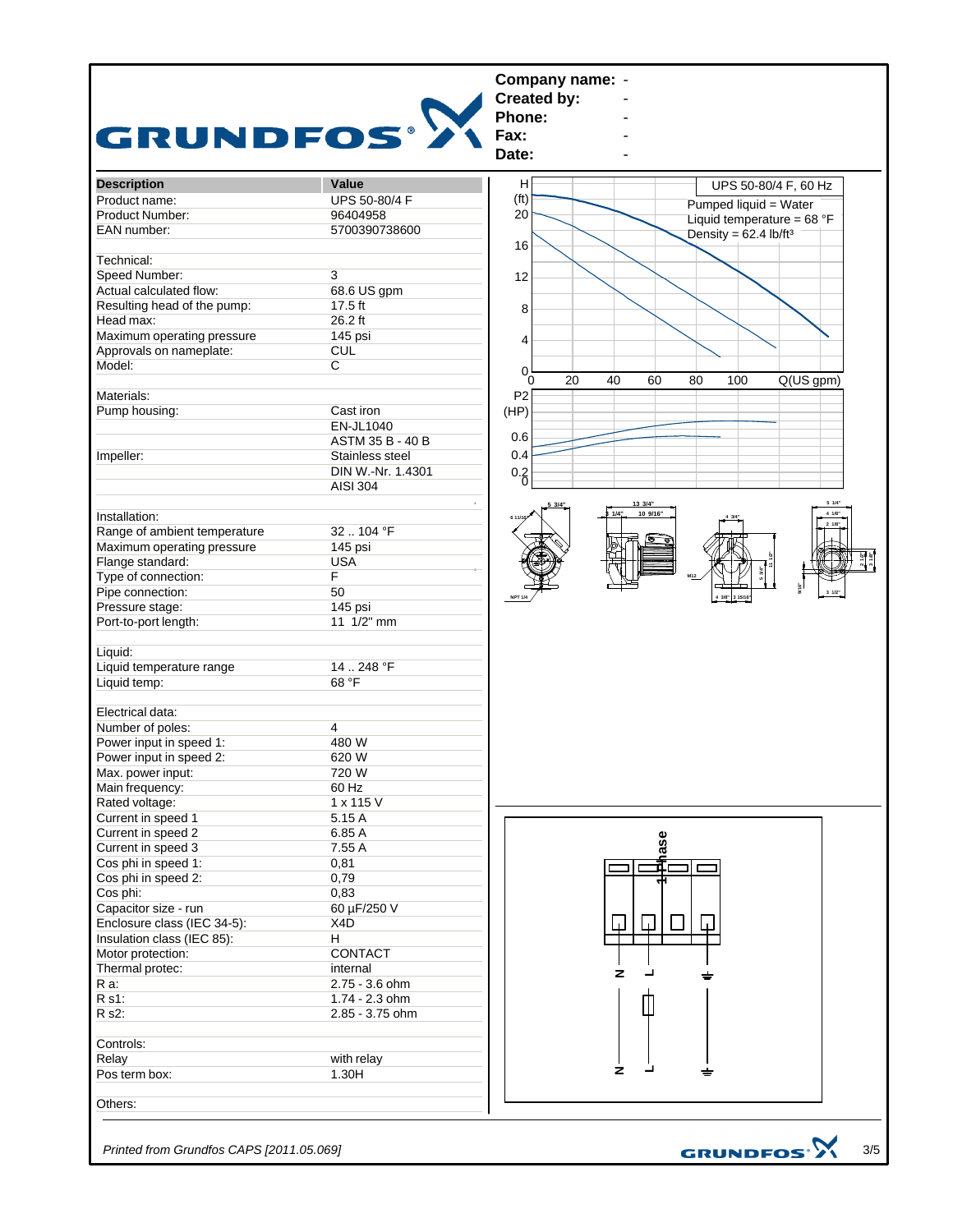**Company name:** -
**Created by:** -
**Phone:** -
**Fax:** -
**Date:** -

| Description | Value |
|---|---|
| Product name: | UPS 50-80/4 F |
| Product Number: | 96404958 |
| EAN number: | 5700390738600 |
| | |
| Technical: | |
| Speed Number: | 3 |
| Actual calculated flow: | 68.6 US gpm |
| Resulting head of the pump: | 17.5 ft |
| Head max: | 26.2 ft |
| Maximum operating pressure | 145 psi |
| Approvals on nameplate: | CUL |
| Model: | C |
| | |
| Materials: | |
| Pump housing: | Cast iron |
| | EN-JL1040 |
| | ASTM 35 B - 40 B |
| Impeller: | Stainless steel |
| | DIN W.-Nr. 1.4301 |
| | AISI 304 |
| | |
| Installation: | |
| Range of ambient temperature | 32 .. 104 °F |
| Maximum operating pressure | 145 psi |
| Flange standard: | USA |
| Type of connection: | F |
| Pipe connection: | 50 |
| Pressure stage: | 145 psi |
| Port-to-port length: | 11 1/2" mm |
| | |
| Liquid: | |
| Liquid temperature range | 14 .. 248 °F |
| Liquid temp: | 68 °F |
| | |
| Electrical data: | |
| Number of poles: | 4 |
| Power input in speed 1: | 480 W |
| Power input in speed 2: | 620 W |
| Max. power input: | 720 W |
| Main frequency: | 60 Hz |
| Rated voltage: | 1 x 115 V |
| Current in speed 1 | 5.15 A |
| Current in speed 2 | 6.85 A |
| Current in speed 3 | 7.55 A |
| Cos phi in speed 1: | 0,81 |
| Cos phi in speed 2: | 0,79 |
| Cos phi: | 0,83 |
| Capacitor size - run | 60 µF/250 V |
| Enclosure class (IEC 34-5): | X4D |
| Insulation class (IEC 85): | H |
| Motor protection: | CONTACT |
| Thermal protec: | internal |
| R a: | 2.75 - 3.6 ohm |
| R s1: | 1.74 - 2.3 ohm |
| R s2: | 2.85 - 3.75 ohm |
| | |
| Controls: | |
| Relay | with relay |
| Pos term box: | 1.30H |
| | |
| Others: | |

UPS 50-80/4 F, 60 Hz

Pumped liquid = Water
Liquid temperature = 68 °F
Density = 62.4 lb/ft³

H (ft): 0, 4, 8, 12, 16, 20
Q(US gpm): 0, 20, 40, 60, 80, 100
P2 (HP): 0, 0.2, 0.4, 0.6

Dimensions: 5 3/4", 6 11/16", 13 3/4", 3 1/4", 10 9/16", 4 3/4", 5 1/4", 4 1/8", 2 1/8", 11 1/2", 5 3/8", 4 3/8", 3 15/16", 9/16", 3 1/2", NPT 1/4, M12

1-Phase

N L ⏚
N L ⏚

*Printed from Grundfos CAPS [2011.05.069]*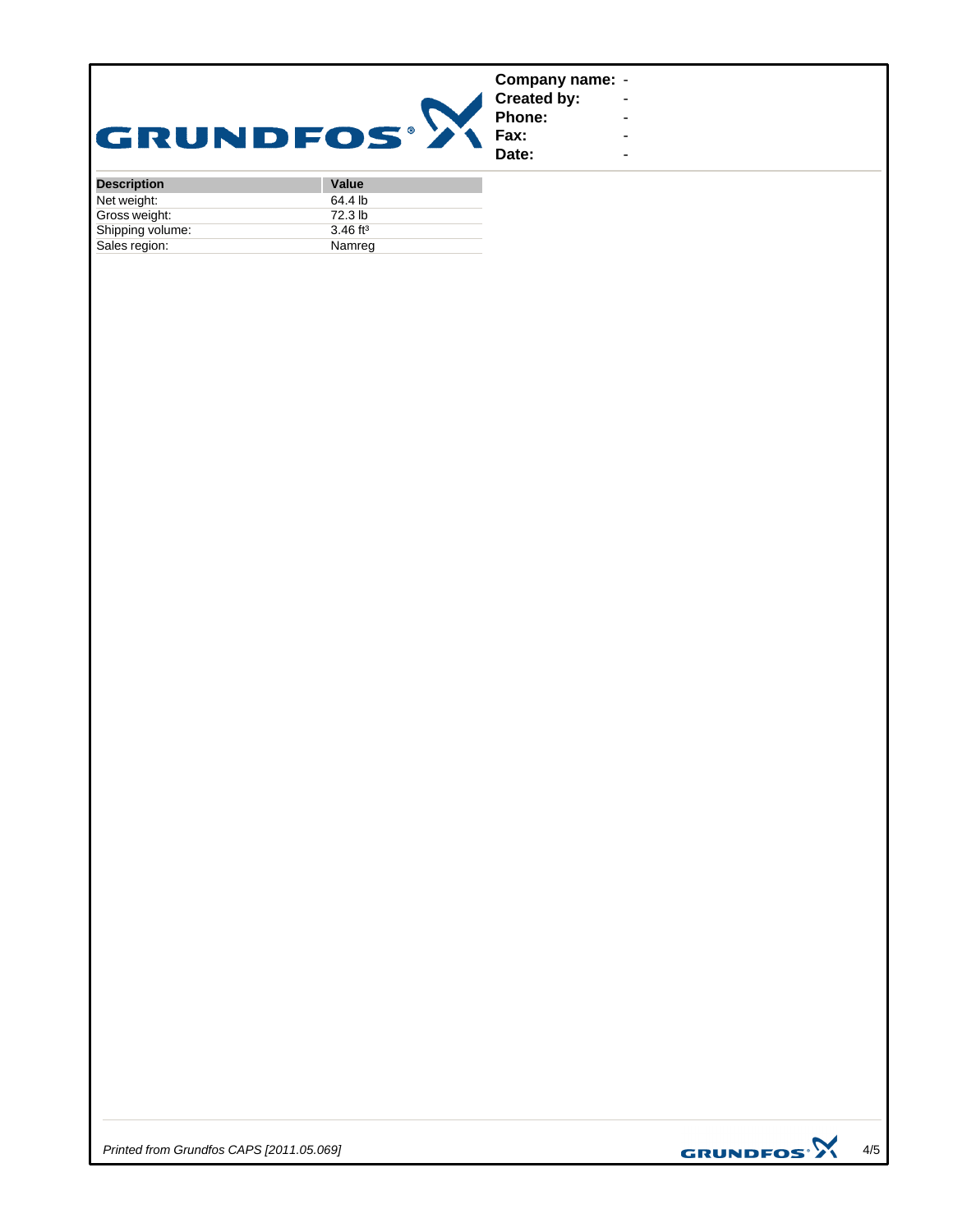**Company name:** -
**Created by:** -
**Phone:** -
**Fax:** -
**Date:** -

| Description | Value |
|---|---|
| Net weight: | 64.4 lb |
| Gross weight: | 72.3 lb |
| Shipping volume: | 3.46 $ft^3$ |
| Sales region: | Namreg |

*Printed from Grundfos CAPS [2011.05.069]*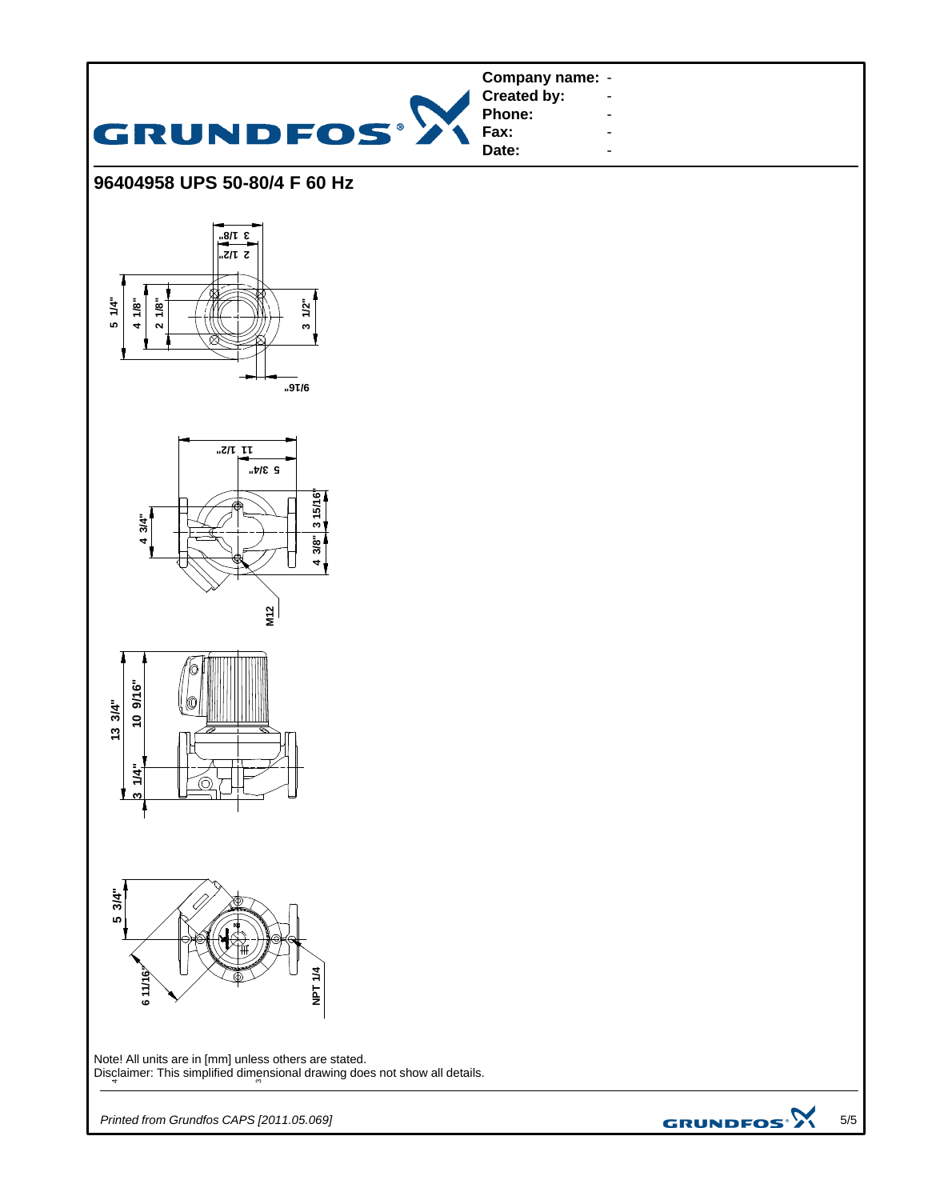Company name: -
Created by: -
Phone: -
Fax: -
Date: -

## 96404958 UPS 50-80/4 F 60 Hz

3 1/8"
2 1/2"
5 1/4"
4 1/8"
2 1/8"
3 1/2"
9/16"

11 1/2"
5 3/4"
4 3/4"
3 15/16"
4 3/8"
M12

13 3/4"
10 9/16"
3 1/4"

5 3/4"
6 11/16"
NPT 1/4

Note! All units are in [mm] unless others are stated.
Disclaimer: This simplified dimensional drawing does not show all details.

*Printed from Grundfos CAPS [2011.05.069]*